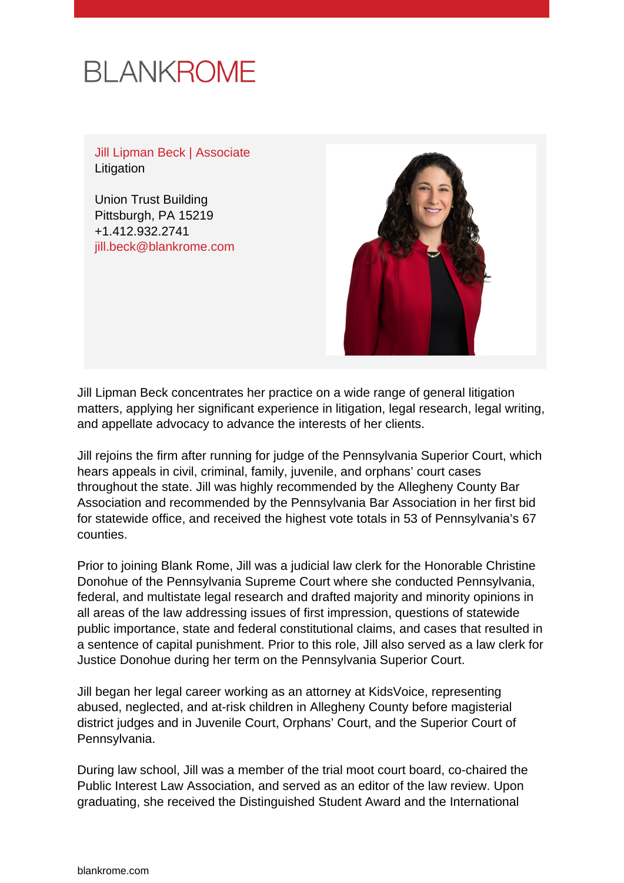BLANKROME

Jill Lipman Beck | Associate
Litigation

Union Trust Building
Pittsburgh, PA 15219
+1.412.932.2741
jill.beck@blankrome.com

Jill Lipman Beck concentrates her practice on a wide range of general litigation matters, applying her significant experience in litigation, legal research, legal writing, and appellate advocacy to advance the interests of her clients.

Jill rejoins the firm after running for judge of the Pennsylvania Superior Court, which hears appeals in civil, criminal, family, juvenile, and orphans' court cases throughout the state. Jill was highly recommended by the Allegheny County Bar Association and recommended by the Pennsylvania Bar Association in her first bid for statewide office, and received the highest vote totals in 53 of Pennsylvania's 67 counties.

Prior to joining Blank Rome, Jill was a judicial law clerk for the Honorable Christine Donohue of the Pennsylvania Supreme Court where she conducted Pennsylvania, federal, and multistate legal research and drafted majority and minority opinions in all areas of the law addressing issues of first impression, questions of statewide public importance, state and federal constitutional claims, and cases that resulted in a sentence of capital punishment. Prior to this role, Jill also served as a law clerk for Justice Donohue during her term on the Pennsylvania Superior Court.

Jill began her legal career working as an attorney at KidsVoice, representing abused, neglected, and at-risk children in Allegheny County before magisterial district judges and in Juvenile Court, Orphans' Court, and the Superior Court of Pennsylvania.

During law school, Jill was a member of the trial moot court board, co-chaired the Public Interest Law Association, and served as an editor of the law review. Upon graduating, she received the Distinguished Student Award and the International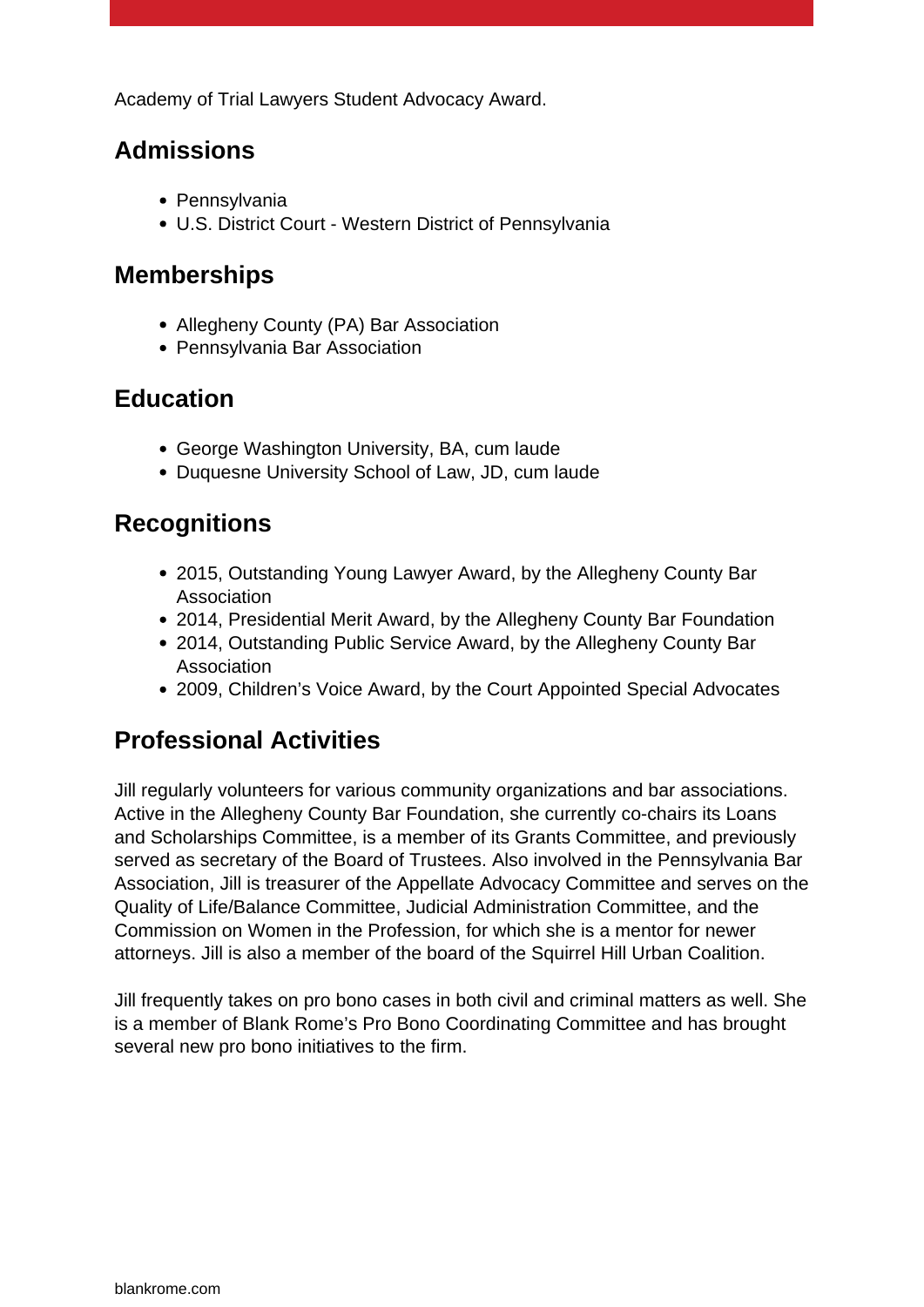Academy of Trial Lawyers Student Advocacy Award.

## Admissions

- Pennsylvania
- U.S. District Court - Western District of Pennsylvania

## Memberships

- Allegheny County (PA) Bar Association
- Pennsylvania Bar Association

## Education

- George Washington University, BA, cum laude
- Duquesne University School of Law, JD, cum laude

## Recognitions

- 2015, Outstanding Young Lawyer Award, by the Allegheny County Bar Association
- 2014, Presidential Merit Award, by the Allegheny County Bar Foundation
- 2014, Outstanding Public Service Award, by the Allegheny County Bar Association
- 2009, Children's Voice Award, by the Court Appointed Special Advocates

## Professional Activities

Jill regularly volunteers for various community organizations and bar associations. Active in the Allegheny County Bar Foundation, she currently co-chairs its Loans and Scholarships Committee, is a member of its Grants Committee, and previously served as secretary of the Board of Trustees. Also involved in the Pennsylvania Bar Association, Jill is treasurer of the Appellate Advocacy Committee and serves on the Quality of Life/Balance Committee, Judicial Administration Committee, and the Commission on Women in the Profession, for which she is a mentor for newer attorneys. Jill is also a member of the board of the Squirrel Hill Urban Coalition.

Jill frequently takes on pro bono cases in both civil and criminal matters as well. She is a member of Blank Rome's Pro Bono Coordinating Committee and has brought several new pro bono initiatives to the firm.